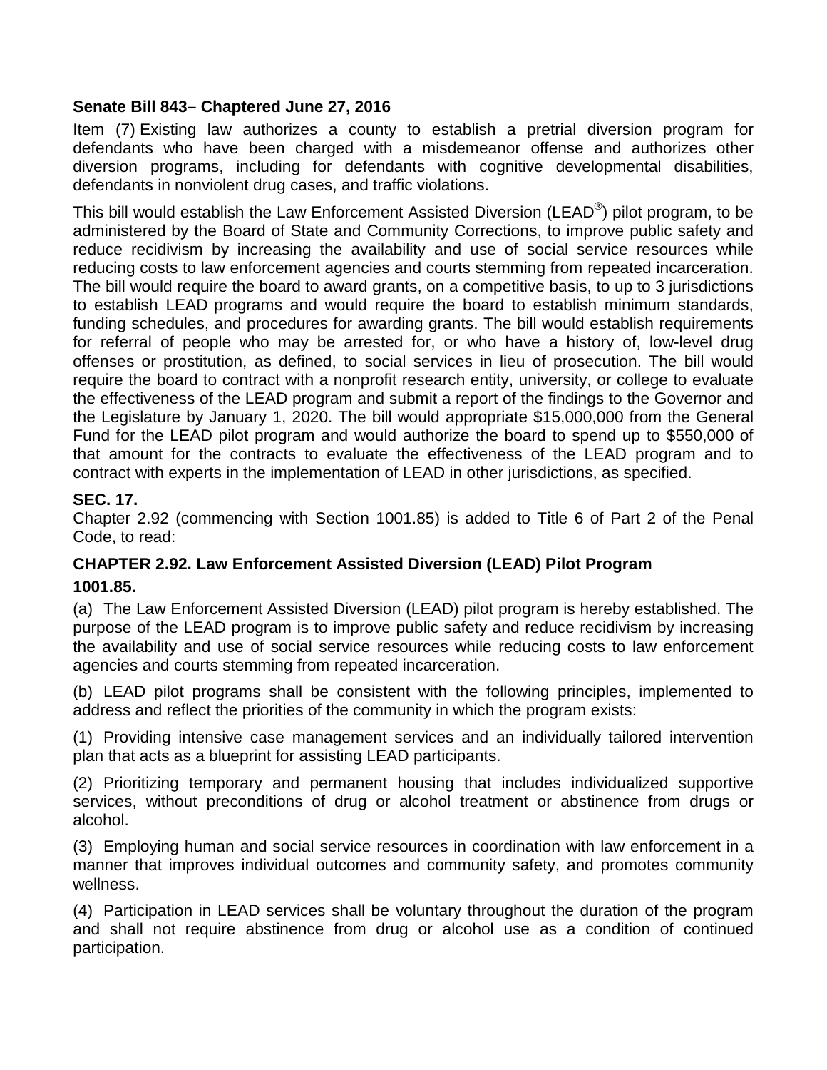**Senate Bill 843– Chaptered June 27, 2016**

Item (7) Existing law authorizes a county to establish a pretrial diversion program for defendants who have been charged with a misdemeanor offense and authorizes other diversion programs, including for defendants with cognitive developmental disabilities, defendants in nonviolent drug cases, and traffic violations.

This bill would establish the Law Enforcement Assisted Diversion (LEAD®) pilot program, to be administered by the Board of State and Community Corrections, to improve public safety and reduce recidivism by increasing the availability and use of social service resources while reducing costs to law enforcement agencies and courts stemming from repeated incarceration. The bill would require the board to award grants, on a competitive basis, to up to 3 jurisdictions to establish LEAD programs and would require the board to establish minimum standards, funding schedules, and procedures for awarding grants. The bill would establish requirements for referral of people who may be arrested for, or who have a history of, low-level drug offenses or prostitution, as defined, to social services in lieu of prosecution. The bill would require the board to contract with a nonprofit research entity, university, or college to evaluate the effectiveness of the LEAD program and submit a report of the findings to the Governor and the Legislature by January 1, 2020. The bill would appropriate $15,000,000 from the General Fund for the LEAD pilot program and would authorize the board to spend up to $550,000 of that amount for the contracts to evaluate the effectiveness of the LEAD program and to contract with experts in the implementation of LEAD in other jurisdictions, as specified.

**SEC. 17.**

Chapter 2.92 (commencing with Section 1001.85) is added to Title 6 of Part 2 of the Penal Code, to read:

**CHAPTER 2.92. Law Enforcement Assisted Diversion (LEAD) Pilot Program**

**1001.85.**

(a) The Law Enforcement Assisted Diversion (LEAD) pilot program is hereby established. The purpose of the LEAD program is to improve public safety and reduce recidivism by increasing the availability and use of social service resources while reducing costs to law enforcement agencies and courts stemming from repeated incarceration.

(b) LEAD pilot programs shall be consistent with the following principles, implemented to address and reflect the priorities of the community in which the program exists:

(1) Providing intensive case management services and an individually tailored intervention plan that acts as a blueprint for assisting LEAD participants.

(2) Prioritizing temporary and permanent housing that includes individualized supportive services, without preconditions of drug or alcohol treatment or abstinence from drugs or alcohol.

(3) Employing human and social service resources in coordination with law enforcement in a manner that improves individual outcomes and community safety, and promotes community wellness.

(4) Participation in LEAD services shall be voluntary throughout the duration of the program and shall not require abstinence from drug or alcohol use as a condition of continued participation.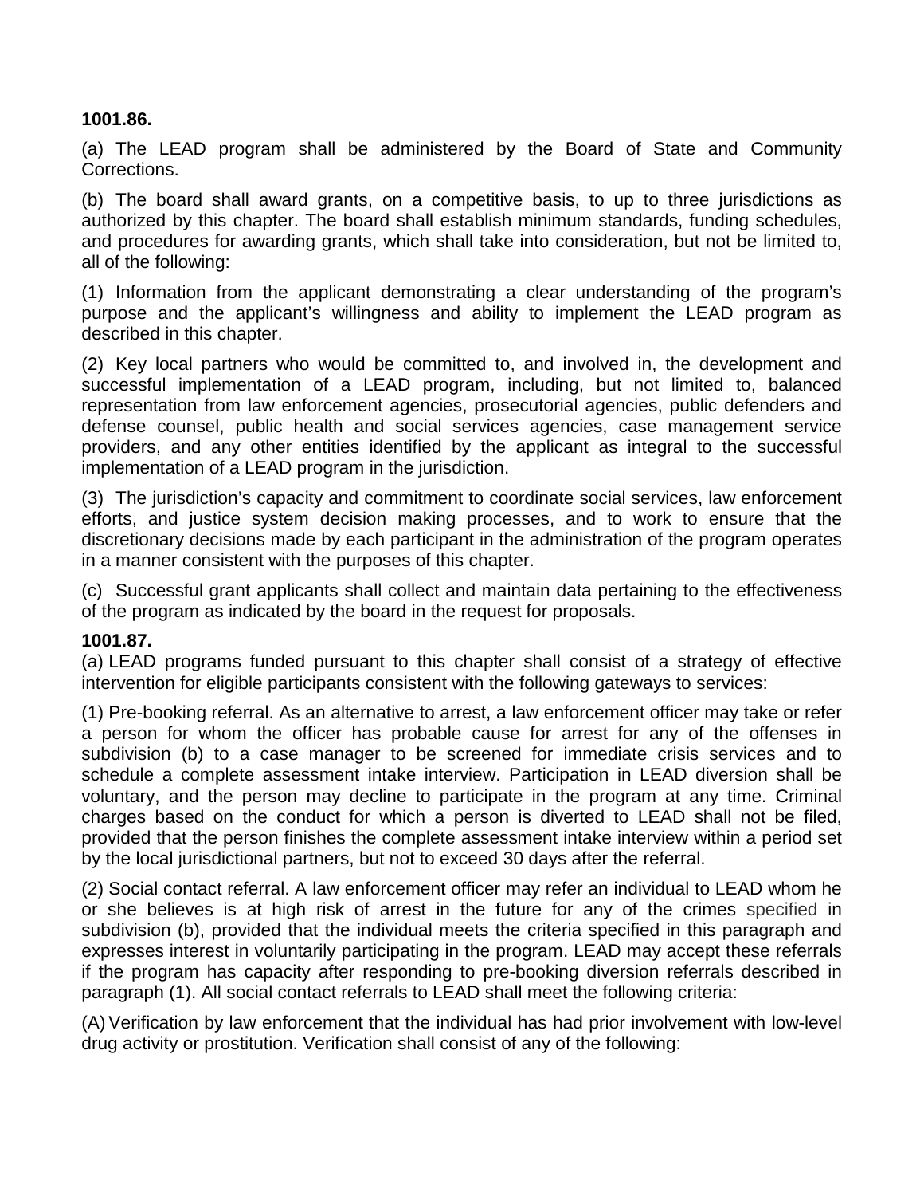**1001.86.**

(a) The LEAD program shall be administered by the Board of State and Community Corrections.

(b) The board shall award grants, on a competitive basis, to up to three jurisdictions as authorized by this chapter. The board shall establish minimum standards, funding schedules, and procedures for awarding grants, which shall take into consideration, but not be limited to, all of the following:

(1) Information from the applicant demonstrating a clear understanding of the program's purpose and the applicant's willingness and ability to implement the LEAD program as described in this chapter.

(2) Key local partners who would be committed to, and involved in, the development and successful implementation of a LEAD program, including, but not limited to, balanced representation from law enforcement agencies, prosecutorial agencies, public defenders and defense counsel, public health and social services agencies, case management service providers, and any other entities identified by the applicant as integral to the successful implementation of a LEAD program in the jurisdiction.

(3) The jurisdiction's capacity and commitment to coordinate social services, law enforcement efforts, and justice system decision making processes, and to work to ensure that the discretionary decisions made by each participant in the administration of the program operates in a manner consistent with the purposes of this chapter.

(c) Successful grant applicants shall collect and maintain data pertaining to the effectiveness of the program as indicated by the board in the request for proposals.

**1001.87.**

(a) LEAD programs funded pursuant to this chapter shall consist of a strategy of effective intervention for eligible participants consistent with the following gateways to services:

(1) Pre-booking referral. As an alternative to arrest, a law enforcement officer may take or refer a person for whom the officer has probable cause for arrest for any of the offenses in subdivision (b) to a case manager to be screened for immediate crisis services and to schedule a complete assessment intake interview. Participation in LEAD diversion shall be voluntary, and the person may decline to participate in the program at any time. Criminal charges based on the conduct for which a person is diverted to LEAD shall not be filed, provided that the person finishes the complete assessment intake interview within a period set by the local jurisdictional partners, but not to exceed 30 days after the referral.

(2) Social contact referral. A law enforcement officer may refer an individual to LEAD whom he or she believes is at high risk of arrest in the future for any of the crimes specified in subdivision (b), provided that the individual meets the criteria specified in this paragraph and expresses interest in voluntarily participating in the program. LEAD may accept these referrals if the program has capacity after responding to pre-booking diversion referrals described in paragraph (1). All social contact referrals to LEAD shall meet the following criteria:

(A) Verification by law enforcement that the individual has had prior involvement with low-level drug activity or prostitution. Verification shall consist of any of the following: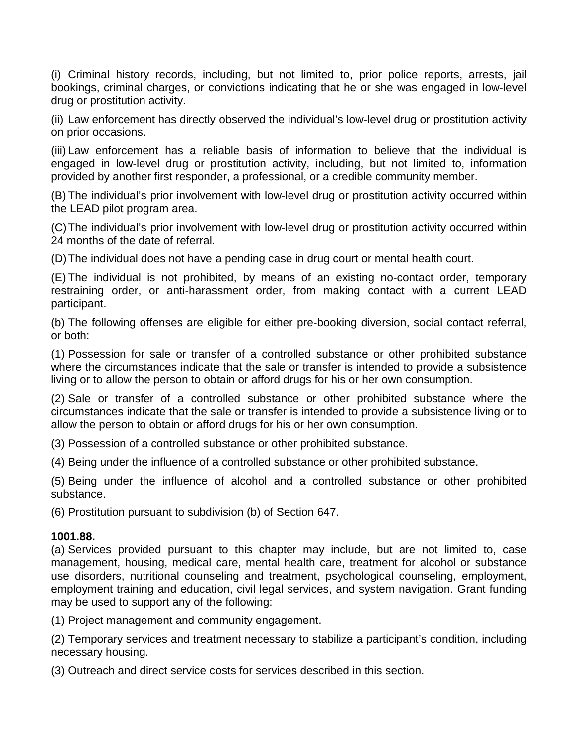(i) Criminal history records, including, but not limited to, prior police reports, arrests, jail bookings, criminal charges, or convictions indicating that he or she was engaged in low-level drug or prostitution activity.

(ii) Law enforcement has directly observed the individual's low-level drug or prostitution activity on prior occasions.

(iii) Law enforcement has a reliable basis of information to believe that the individual is engaged in low-level drug or prostitution activity, including, but not limited to, information provided by another first responder, a professional, or a credible community member.

(B) The individual's prior involvement with low-level drug or prostitution activity occurred within the LEAD pilot program area.

(C) The individual's prior involvement with low-level drug or prostitution activity occurred within 24 months of the date of referral.

(D) The individual does not have a pending case in drug court or mental health court.

(E) The individual is not prohibited, by means of an existing no-contact order, temporary restraining order, or anti-harassment order, from making contact with a current LEAD participant.

(b) The following offenses are eligible for either pre-booking diversion, social contact referral, or both:

(1) Possession for sale or transfer of a controlled substance or other prohibited substance where the circumstances indicate that the sale or transfer is intended to provide a subsistence living or to allow the person to obtain or afford drugs for his or her own consumption.

(2) Sale or transfer of a controlled substance or other prohibited substance where the circumstances indicate that the sale or transfer is intended to provide a subsistence living or to allow the person to obtain or afford drugs for his or her own consumption.

(3) Possession of a controlled substance or other prohibited substance.

(4) Being under the influence of a controlled substance or other prohibited substance.

(5) Being under the influence of alcohol and a controlled substance or other prohibited substance.

(6) Prostitution pursuant to subdivision (b) of Section 647.

**1001.88.**

(a) Services provided pursuant to this chapter may include, but are not limited to, case management, housing, medical care, mental health care, treatment for alcohol or substance use disorders, nutritional counseling and treatment, psychological counseling, employment, employment training and education, civil legal services, and system navigation. Grant funding may be used to support any of the following:

(1) Project management and community engagement.

(2) Temporary services and treatment necessary to stabilize a participant's condition, including necessary housing.

(3) Outreach and direct service costs for services described in this section.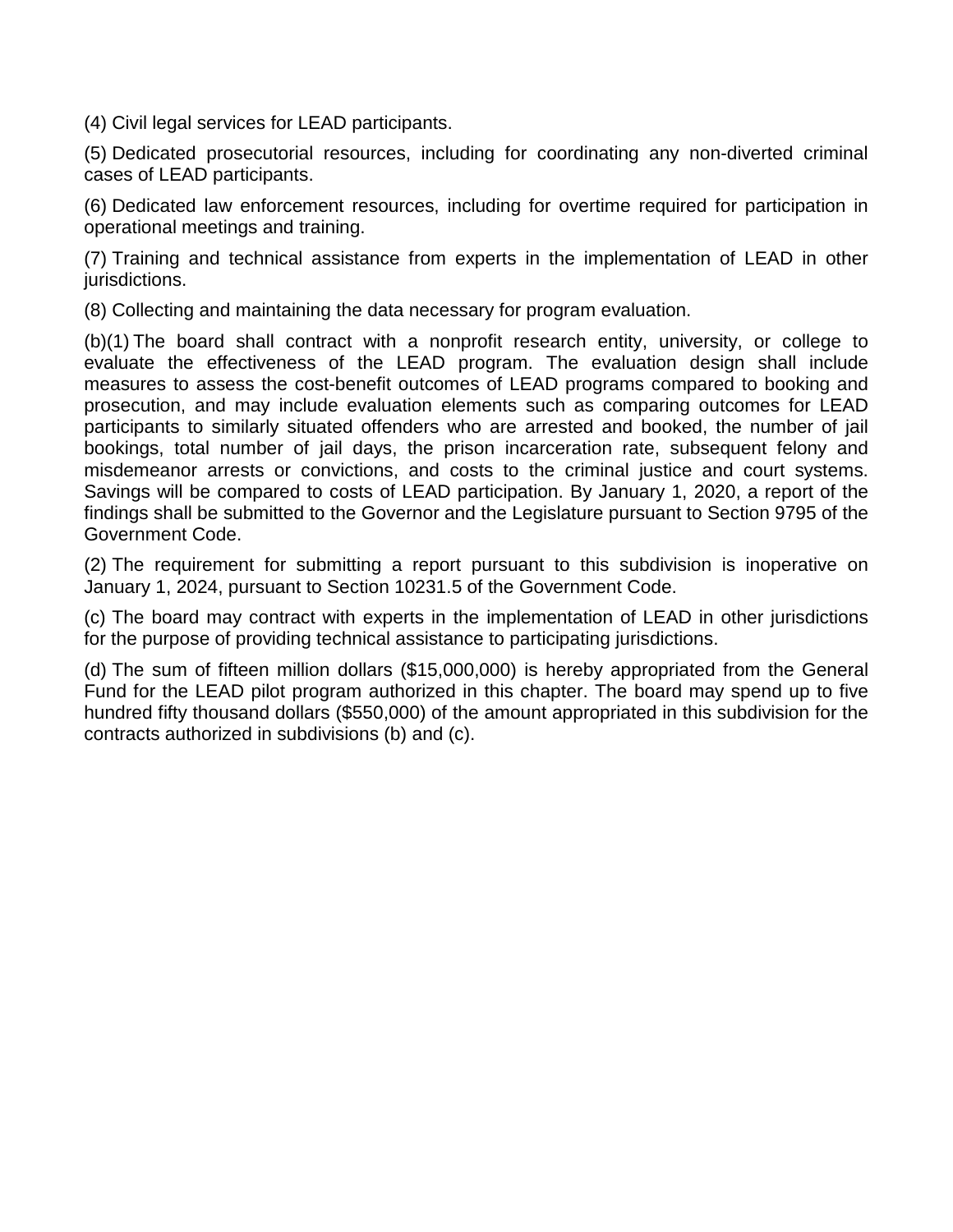(4) Civil legal services for LEAD participants.

(5) Dedicated prosecutorial resources, including for coordinating any non-diverted criminal cases of LEAD participants.

(6) Dedicated law enforcement resources, including for overtime required for participation in operational meetings and training.

(7) Training and technical assistance from experts in the implementation of LEAD in other jurisdictions.

(8) Collecting and maintaining the data necessary for program evaluation.

(b)(1) The board shall contract with a nonprofit research entity, university, or college to evaluate the effectiveness of the LEAD program. The evaluation design shall include measures to assess the cost-benefit outcomes of LEAD programs compared to booking and prosecution, and may include evaluation elements such as comparing outcomes for LEAD participants to similarly situated offenders who are arrested and booked, the number of jail bookings, total number of jail days, the prison incarceration rate, subsequent felony and misdemeanor arrests or convictions, and costs to the criminal justice and court systems. Savings will be compared to costs of LEAD participation. By January 1, 2020, a report of the findings shall be submitted to the Governor and the Legislature pursuant to Section 9795 of the Government Code.

(2) The requirement for submitting a report pursuant to this subdivision is inoperative on January 1, 2024, pursuant to Section 10231.5 of the Government Code.

(c) The board may contract with experts in the implementation of LEAD in other jurisdictions for the purpose of providing technical assistance to participating jurisdictions.

(d) The sum of fifteen million dollars ($15,000,000) is hereby appropriated from the General Fund for the LEAD pilot program authorized in this chapter. The board may spend up to five hundred fifty thousand dollars ($550,000) of the amount appropriated in this subdivision for the contracts authorized in subdivisions (b) and (c).